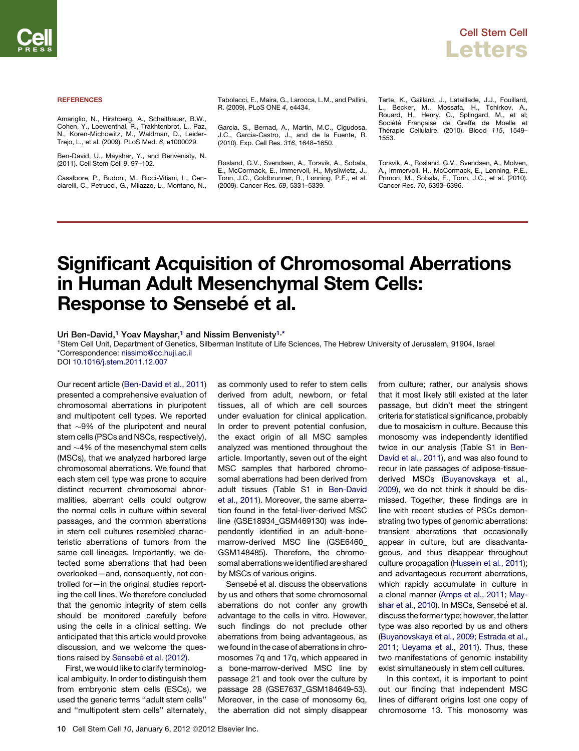## REFERENCES

Amariglio, N., Hirshberg, A., Scheithauer, B.W., Cohen, Y., Loewenthal, R., Trakhtenbrot, L., Paz, N., Koren-Michowitz, M., Waldman, D., Leider-Trejo, L., et al. (2009). PLoS Med. *6*, e1000029.

Ben-David, U., Mayshar, Y., and Benvenisty, N. (2011). Cell Stem Cell *9*, 97–102.

Casalbore, P., Budoni, M., Ricci-Vitiani, L., Cenciarelli, C., Petrucci, G., Milazzo, L., Montano, N., Tabolacci, E., Maira, G., Larocca, L.M., and Pallini, R. (2009). PLoS ONE *4*, e4434.

Garcia, S., Bernad, A., Martín, M.C., Cigudosa, J.C., Garcia-Castro, J., and de la Fuente, R. (2010). Exp. Cell Res. *316*, 1648–1650.

Røsland, G.V., Svendsen, A., Torsvik, A., Sobala, E., McCormack, E., Immervoll, H., Mysliwietz, J., Tonn, J.C., Goldbrunner, R., Lønning, P.E., et al. (2009). Cancer Res. *69*, 5331–5339.

Tarte, K., Gaillard, J., Lataillade, J.J., Fouillard, L., Becker, M., Mossafa, H., Tchirkov, A., Rouard, H., Henry, C., Splingard, M., et al; Société Française de Greffe de Moelle et Thérapie Cellulaire. (2010). Blood *115*, 1549–1553.

Torsvik, A., Røsland, G.V., Svendsen, A., Molven, A., Immervoll, H., McCormack, E., Lønning, P.E., Primon, M., Sobala, E., Tonn, J.C., et al. (2010). Cancer Res. *70*, 6393–6396.

# Significant Acquisition of Chromosomal Aberrations in Human Adult Mesenchymal Stem Cells: Response to Sensebé et al.

**Uri Ben-David,[1] Yoav Mayshar,[1] and Nissim Benvenisty[1,*]**

[1]Stem Cell Unit, Department of Genetics, Silberman Institute of Life Sciences, The Hebrew University of Jerusalem, 91904, Israel
*Correspondence: nissimb@cc.huji.ac.il
DOI 10.1016/j.stem.2011.12.007

Our recent article (Ben-David et al., 2011) presented a comprehensive evaluation of chromosomal aberrations in pluripotent and multipotent cell types. We reported that ~9% of the pluripotent and neural stem cells (PSCs and NSCs, respectively), and ~4% of the mesenchymal stem cells (MSCs), that we analyzed harbored large chromosomal aberrations. We found that each stem cell type was prone to acquire distinct recurrent chromosomal abnormalities, aberrant cells could outgrow the normal cells in culture within several passages, and the common aberrations in stem cell cultures resembled characteristic aberrations of tumors from the same cell lineages. Importantly, we detected some aberrations that had been overlooked—and, consequently, not controlled for—in the original studies reporting the cell lines. We therefore concluded that the genomic integrity of stem cells should be monitored carefully before using the cells in a clinical setting. We anticipated that this article would provoke discussion, and we welcome the questions raised by Sensebé et al. (2012).

First, we would like to clarify terminological ambiguity. In order to distinguish them from embryonic stem cells (ESCs), we used the generic terms ''adult stem cells'' and ''multipotent stem cells'' alternately, as commonly used to refer to stem cells derived from adult, newborn, or fetal tissues, all of which are cell sources under evaluation for clinical application. In order to prevent potential confusion, the exact origin of all MSC samples analyzed was mentioned throughout the article. Importantly, seven out of the eight MSC samples that harbored chromosomal aberrations had been derived from adult tissues (Table S1 in Ben-David et al., 2011). Moreover, the same aberration found in the fetal-liver-derived MSC line (GSE18934_GSM469130) was independently identified in an adult-bone-marrow-derived MSC line (GSE6460_GSM148485). Therefore, the chromosomal aberrations we identified are shared by MSCs of various origins.

Sensebé et al. discuss the observations by us and others that some chromosomal aberrations do not confer any growth advantage to the cells in vitro. However, such findings do not preclude other aberrations from being advantageous, as we found in the case of aberrations in chromosomes 7q and 17q, which appeared in a bone-marrow-derived MSC line by passage 21 and took over the culture by passage 28 (GSE7637_GSM184649-53). Moreover, in the case of monosomy 6q, the aberration did not simply disappear from culture; rather, our analysis shows that it most likely still existed at the later passage, but didn't meet the stringent criteria for statistical significance, probably due to mosaicism in culture. Because this monosomy was independently identified twice in our analysis (Table S1 in Ben-David et al., 2011), and was also found to recur in late passages of adipose-tissue-derived MSCs (Buyanovskaya et al., 2009), we do not think it should be dismissed. Together, these findings are in line with recent studies of PSCs demonstrating two types of genomic aberrations: transient aberrations that occasionally appear in culture, but are disadvantageous, and thus disappear throughout culture propagation (Hussein et al., 2011); and advantageous recurrent aberrations, which rapidly accumulate in culture in a clonal manner (Amps et al., 2011; Mayshar et al., 2010). In MSCs, Sensebé et al. discuss the former type; however, the latter type was also reported by us and others (Buyanovskaya et al., 2009; Estrada et al., 2011; Ueyama et al., 2011). Thus, these two manifestations of genomic instability exist simultaneously in stem cell cultures.

In this context, it is important to point out our finding that independent MSC lines of different origins lost one copy of chromosome 13. This monosomy was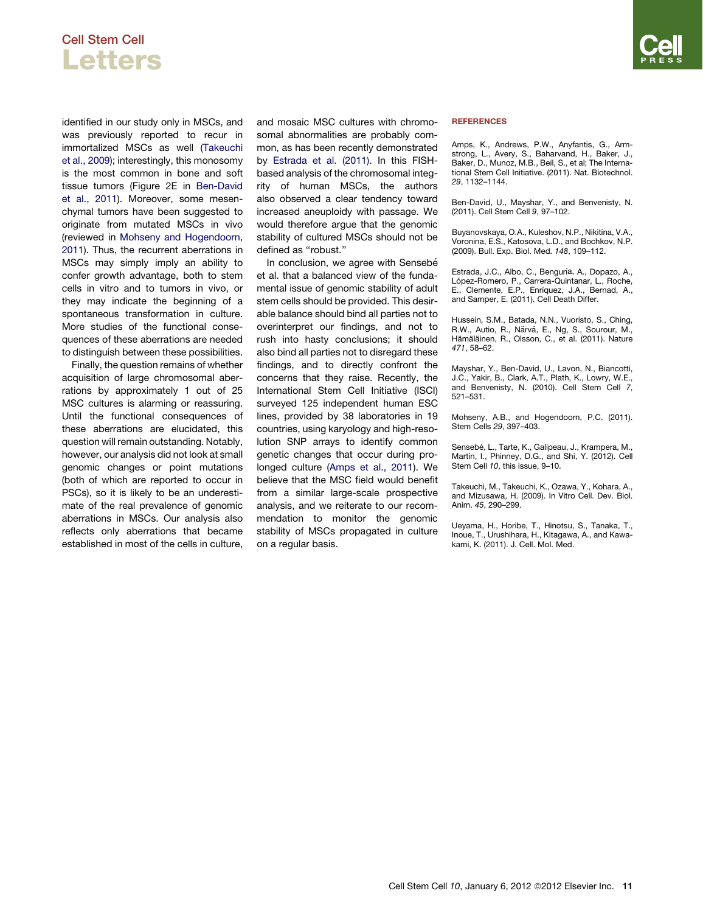identified in our study only in MSCs, and was previously reported to recur in immortalized MSCs as well (Takeuchi et al., 2009); interestingly, this monosomy is the most common in bone and soft tissue tumors (Figure 2E in Ben-David et al., 2011). Moreover, some mesenchymal tumors have been suggested to originate from mutated MSCs in vivo (reviewed in Mohseny and Hogendoorn, 2011). Thus, the recurrent aberrations in MSCs may simply imply an ability to confer growth advantage, both to stem cells in vitro and to tumors in vivo, or they may indicate the beginning of a spontaneous transformation in culture. More studies of the functional consequences of these aberrations are needed to distinguish between these possibilities.

Finally, the question remains of whether acquisition of large chromosomal aberrations by approximately 1 out of 25 MSC cultures is alarming or reassuring. Until the functional consequences of these aberrations are elucidated, this question will remain outstanding. Notably, however, our analysis did not look at small genomic changes or point mutations (both of which are reported to occur in PSCs), so it is likely to be an underestimate of the real prevalence of genomic aberrations in MSCs. Our analysis also reflects only aberrations that became established in most of the cells in culture, and mosaic MSC cultures with chromosomal abnormalities are probably common, as has been recently demonstrated by Estrada et al. (2011). In this FISH-based analysis of the chromosomal integrity of human MSCs, the authors also observed a clear tendency toward increased aneuploidy with passage. We would therefore argue that the genomic stability of cultured MSCs should not be defined as "robust."

In conclusion, we agree with Sensebé et al. that a balanced view of the fundamental issue of genomic stability of adult stem cells should be provided. This desirable balance should bind all parties not to overinterpret our findings, and not to rush into hasty conclusions; it should also bind all parties not to disregard these findings, and to directly confront the concerns that they raise. Recently, the International Stem Cell Initiative (ISCI) surveyed 125 independent human ESC lines, provided by 38 laboratories in 19 countries, using karyology and high-resolution SNP arrays to identify common genetic changes that occur during prolonged culture (Amps et al., 2011). We believe that the MSC field would benefit from a similar large-scale prospective analysis, and we reiterate to our recommendation to monitor the genomic stability of MSCs propagated in culture on a regular basis.

## REFERENCES

Amps, K., Andrews, P.W., Anyfantis, G., Armstrong, L., Avery, S., Baharvand, H., Baker, J., Baker, D., Munoz, M.B., Beil, S., et al; The International Stem Cell Initiative. (2011). Nat. Biotechnol. *29*, 1132–1144.

Ben-David, U., Mayshar, Y., and Benvenisty, N. (2011). Cell Stem Cell *9*, 97–102.

Buyanovskaya, O.A., Kuleshov, N.P., Nikitina, V.A., Voronina, E.S., Katosova, L.D., and Bochkov, N.P. (2009). Bull. Exp. Biol. Med. *148*, 109–112.

Estrada, J.C., Albo, C., Benguría, A., Dopazo, A., López-Romero, P., Carrera-Quintanar, L., Roche, E., Clemente, E.P., Enríquez, J.A., Bernad, A., and Samper, E. (2011). Cell Death Differ.

Hussein, S.M., Batada, N.N., Vuoristo, S., Ching, R.W., Autio, R., Närvä, E., Ng, S., Sourour, M., Hämäläinen, R., Olsson, C., et al. (2011). Nature *471*, 58–62.

Mayshar, Y., Ben-David, U., Lavon, N., Biancotti, J.C., Yakir, B., Clark, A.T., Plath, K., Lowry, W.E., and Benvenisty, N. (2010). Cell Stem Cell *7*, 521–531.

Mohseny, A.B., and Hogendoorn, P.C. (2011). Stem Cells *29*, 397–403.

Sensebé, L., Tarte, K., Galipeau, J., Krampera, M., Martin, I., Phinney, D.G., and Shi, Y. (2012). Cell Stem Cell *10*, this issue, 9–10.

Takeuchi, M., Takeuchi, K., Ozawa, Y., Kohara, A., and Mizusawa, H. (2009). In Vitro Cell. Dev. Biol. Anim. *45*, 290–299.

Ueyama, H., Horibe, T., Hinotsu, S., Tanaka, T., Inoue, T., Urushihara, H., Kitagawa, A., and Kawakami, K. (2011). J. Cell. Mol. Med.